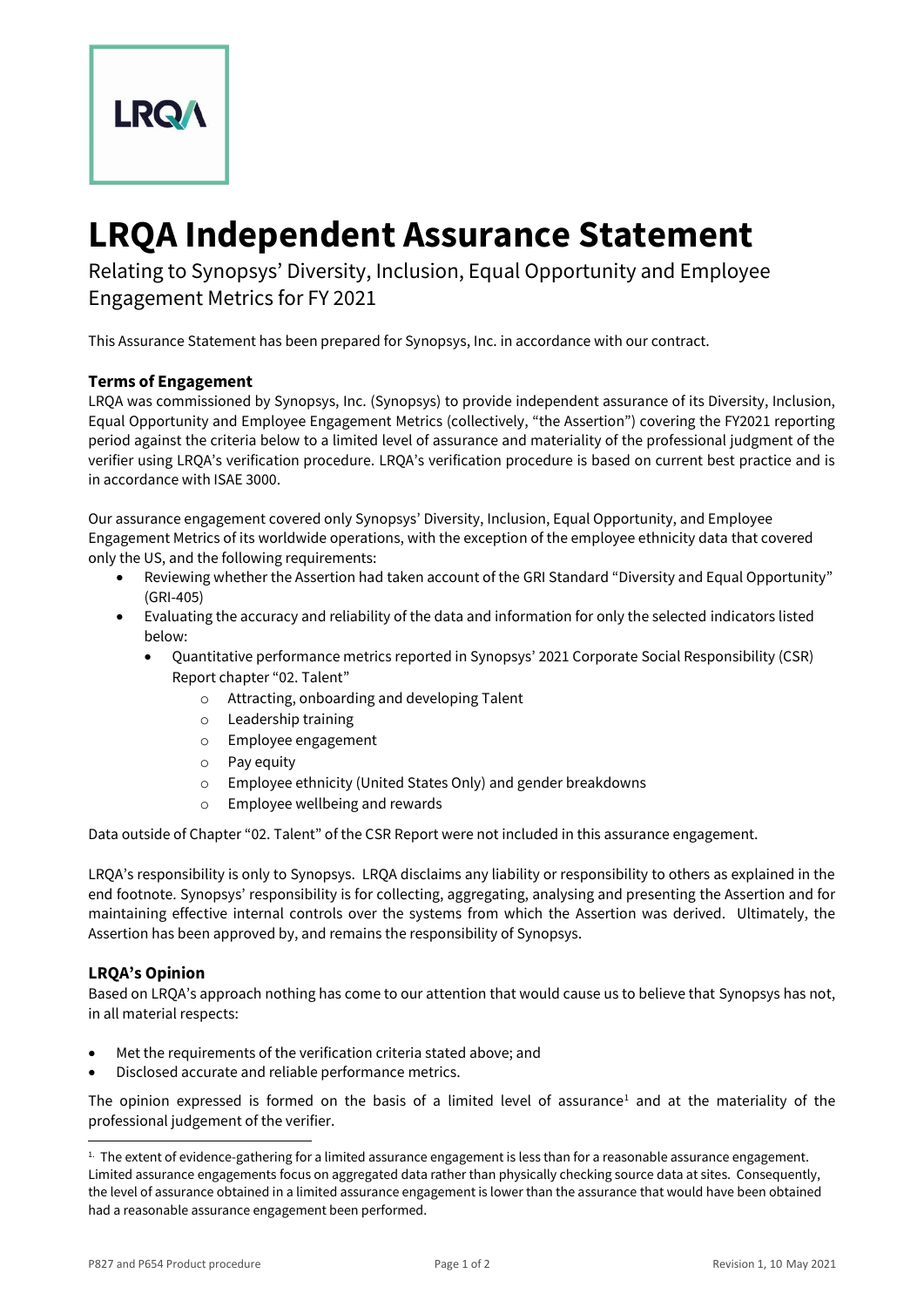LRQA

# LRQA Independent Assurance Statement

Relating to Synopsys' Diversity, Inclusion, Equal Opportunity and Employee Engagement Metrics for FY 2021

This Assurance Statement has been prepared for Synopsys, Inc. in accordance with our contract.

### Terms of Engagement

LRQA was commissioned by Synopsys, Inc. (Synopsys) to provide independent assurance of its Diversity, Inclusion, Equal Opportunity and Employee Engagement Metrics (collectively, "the Assertion") covering the FY2021 reporting period against the criteria below to a limited level of assurance and materiality of the professional judgment of the verifier using LRQA's verification procedure. LRQA's verification procedure is based on current best practice and is in accordance with ISAE 3000.

Our assurance engagement covered only Synopsys' Diversity, Inclusion, Equal Opportunity, and Employee Engagement Metrics of its worldwide operations, with the exception of the employee ethnicity data that covered only the US, and the following requirements:

- Reviewing whether the Assertion had taken account of the GRI Standard "Diversity and Equal Opportunity" (GRI-405)
- Evaluating the accuracy and reliability of the data and information for only the selected indicators listed below:
  - Quantitative performance metrics reported in Synopsys' 2021 Corporate Social Responsibility (CSR) Report chapter "02. Talent"
    - Attracting, onboarding and developing Talent
    - Leadership training
    - Employee engagement
    - Pay equity
    - Employee ethnicity (United States Only) and gender breakdowns
    - Employee wellbeing and rewards

Data outside of Chapter "02. Talent" of the CSR Report were not included in this assurance engagement.

LRQA's responsibility is only to Synopsys. LRQA disclaims any liability or responsibility to others as explained in the end footnote. Synopsys' responsibility is for collecting, aggregating, analysing and presenting the Assertion and for maintaining effective internal controls over the systems from which the Assertion was derived. Ultimately, the Assertion has been approved by, and remains the responsibility of Synopsys.

### LRQA's Opinion

Based on LRQA's approach nothing has come to our attention that would cause us to believe that Synopsys has not, in all material respects:

- Met the requirements of the verification criteria stated above; and
- Disclosed accurate and reliable performance metrics.

The opinion expressed is formed on the basis of a limited level of assurance[1] and at the materiality of the professional judgement of the verifier.

[1] The extent of evidence-gathering for a limited assurance engagement is less than for a reasonable assurance engagement. Limited assurance engagements focus on aggregated data rather than physically checking source data at sites. Consequently, the level of assurance obtained in a limited assurance engagement is lower than the assurance that would have been obtained had a reasonable assurance engagement been performed.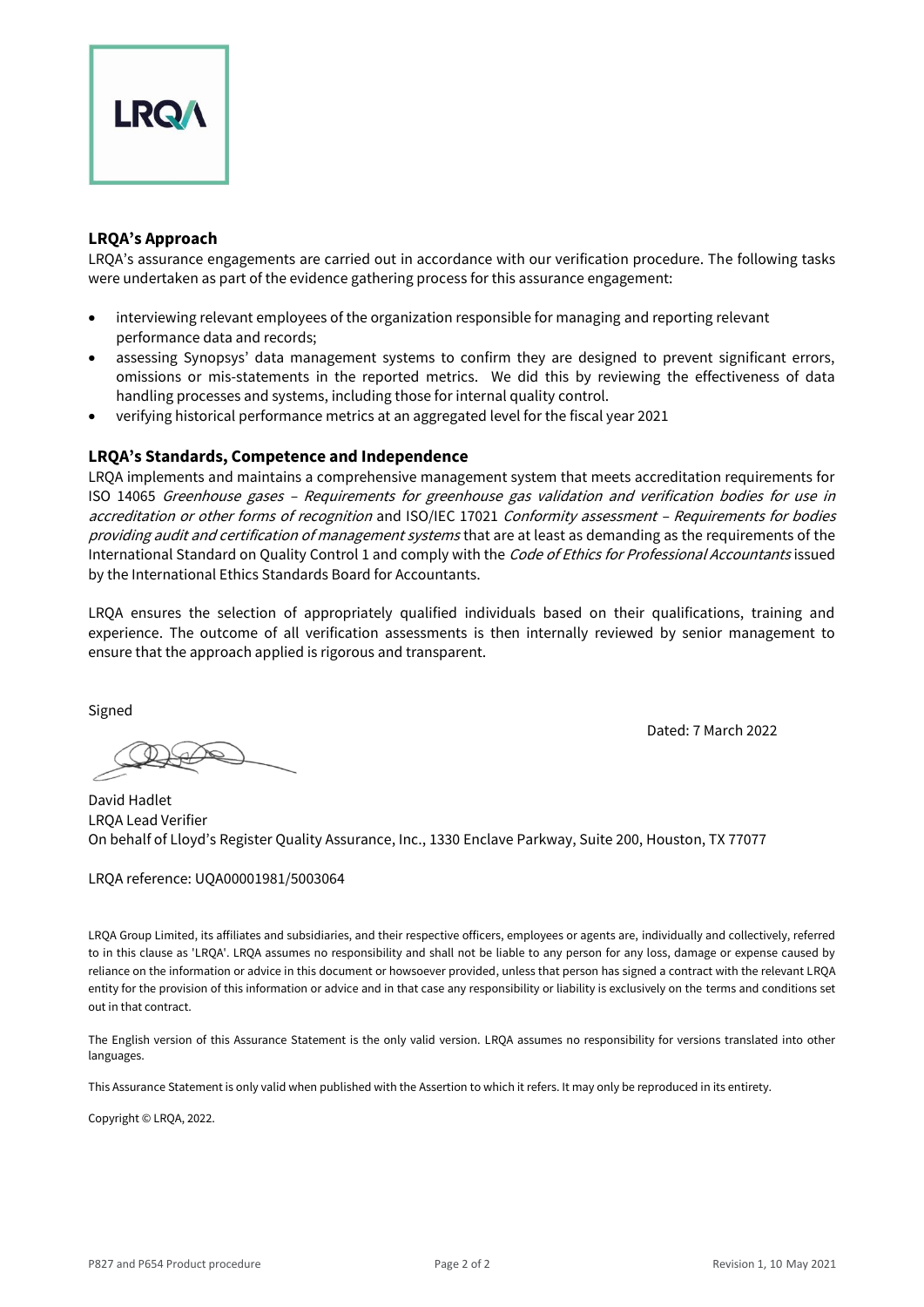## LRQA's Approach

LRQA's assurance engagements are carried out in accordance with our verification procedure. The following tasks were undertaken as part of the evidence gathering process for this assurance engagement:

- interviewing relevant employees of the organization responsible for managing and reporting relevant performance data and records;
- assessing Synopsys' data management systems to confirm they are designed to prevent significant errors, omissions or mis-statements in the reported metrics. We did this by reviewing the effectiveness of data handling processes and systems, including those for internal quality control.
- verifying historical performance metrics at an aggregated level for the fiscal year 2021

## LRQA's Standards, Competence and Independence

LRQA implements and maintains a comprehensive management system that meets accreditation requirements for ISO 14065 *Greenhouse gases – Requirements for greenhouse gas validation and verification bodies for use in accreditation or other forms of recognition* and ISO/IEC 17021 *Conformity assessment – Requirements for bodies providing audit and certification of management systems* that are at least as demanding as the requirements of the International Standard on Quality Control 1 and comply with the *Code of Ethics for Professional Accountants* issued by the International Ethics Standards Board for Accountants.

LRQA ensures the selection of appropriately qualified individuals based on their qualifications, training and experience. The outcome of all verification assessments is then internally reviewed by senior management to ensure that the approach applied is rigorous and transparent.

Signed

Dated: 7 March 2022

David Hadlet
LRQA Lead Verifier
On behalf of Lloyd's Register Quality Assurance, Inc., 1330 Enclave Parkway, Suite 200, Houston, TX 77077

LRQA reference: UQA00001981/5003064

LRQA Group Limited, its affiliates and subsidiaries, and their respective officers, employees or agents are, individually and collectively, referred to in this clause as 'LRQA'. LRQA assumes no responsibility and shall not be liable to any person for any loss, damage or expense caused by reliance on the information or advice in this document or howsoever provided, unless that person has signed a contract with the relevant LRQA entity for the provision of this information or advice and in that case any responsibility or liability is exclusively on the terms and conditions set out in that contract.

The English version of this Assurance Statement is the only valid version. LRQA assumes no responsibility for versions translated into other languages.

This Assurance Statement is only valid when published with the Assertion to which it refers. It may only be reproduced in its entirety.

Copyright © LRQA, 2022.